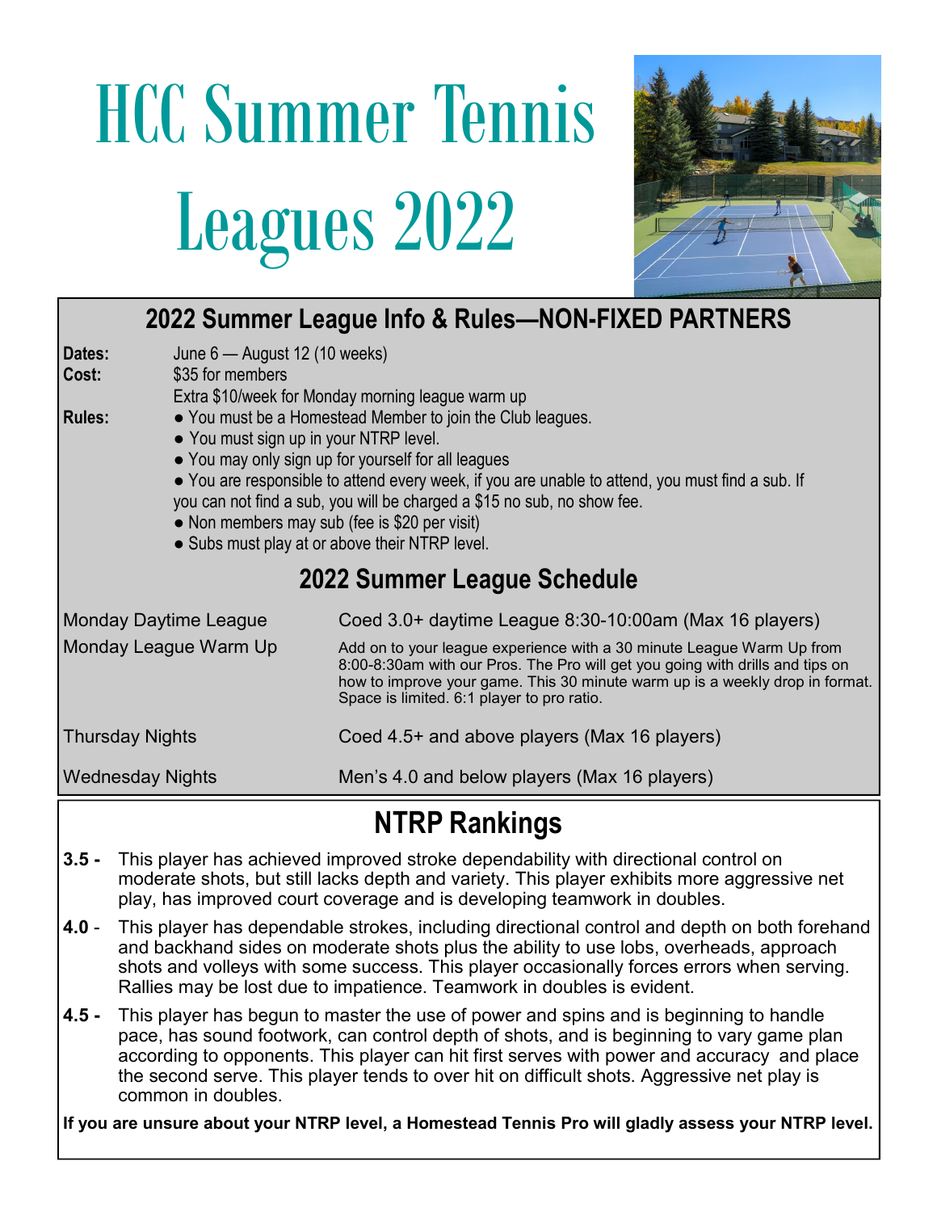# HCC Summer Tennis Leagues 2022

## 2022 Summer League Info & Rules—NON-FIXED PARTNERS

**Dates:** June 6 — August 12 (10 weeks)

**Cost:** $35 for members
Extra $10/week for Monday morning league warm up

**Rules:**
- You must be a Homestead Member to join the Club leagues.
- You must sign up in your NTRP level.
- You may only sign up for yourself for all leagues
- You are responsible to attend every week, if you are unable to attend, you must find a sub. If you can not find a sub, you will be charged a $15 no sub, no show fee.
- Non members may sub (fee is $20 per visit)
- Subs must play at or above their NTRP level.

## 2022 Summer League Schedule

| | |
|---|---|
| Monday Daytime League | Coed 3.0+ daytime League 8:30-10:00am (Max 16 players) |
| Monday League Warm Up | Add on to your league experience with a 30 minute League Warm Up from 8:00-8:30am with our Pros. The Pro will get you going with drills and tips on how to improve your game. This 30 minute warm up is a weekly drop in format. Space is limited. 6:1 player to pro ratio. |
| Thursday Nights | Coed 4.5+ and above players (Max 16 players) |
| Wednesday Nights | Men's 4.0 and below players (Max 16 players) |

## NTRP Rankings

**3.5 -** This player has achieved improved stroke dependability with directional control on moderate shots, but still lacks depth and variety. This player exhibits more aggressive net play, has improved court coverage and is developing teamwork in doubles.

**4.0** - This player has dependable strokes, including directional control and depth on both forehand and backhand sides on moderate shots plus the ability to use lobs, overheads, approach shots and volleys with some success. This player occasionally forces errors when serving. Rallies may be lost due to impatience. Teamwork in doubles is evident.

**4.5 -** This player has begun to master the use of power and spins and is beginning to handle pace, has sound footwork, can control depth of shots, and is beginning to vary game plan according to opponents. This player can hit first serves with power and accuracy and place the second serve. This player tends to over hit on difficult shots. Aggressive net play is common in doubles.

**If you are unsure about your NTRP level, a Homestead Tennis Pro will gladly assess your NTRP level.**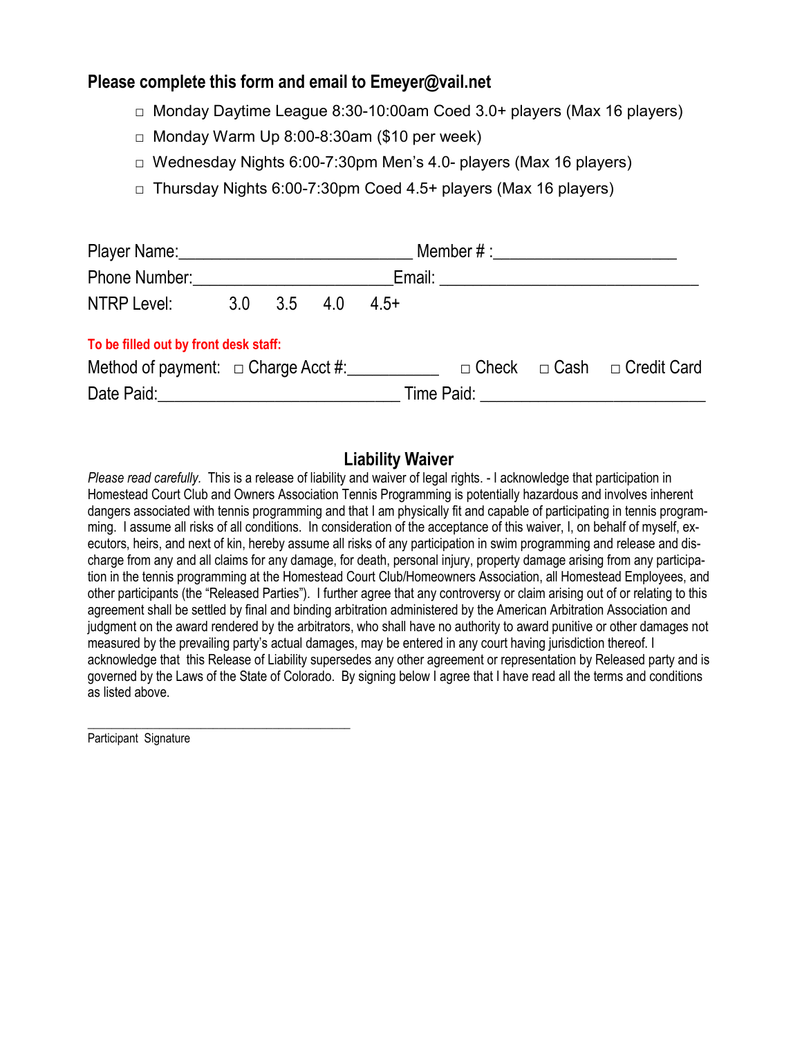### Please complete this form and email to Emeyer@vail.net

- □ Monday Daytime League 8:30-10:00am Coed 3.0+ players (Max 16 players)
- □ Monday Warm Up 8:00-8:30am ($10 per week)
- □ Wednesday Nights 6:00-7:30pm Men's 4.0- players (Max 16 players)
- □ Thursday Nights 6:00-7:30pm Coed 4.5+ players (Max 16 players)

Player Name:\_\_\_\_\_\_\_\_\_\_\_\_\_\_\_\_\_\_\_\_\_\_\_\_\_\_ Member # :\_\_\_\_\_\_\_\_\_\_\_\_\_\_\_\_\_\_\_\_

Phone Number:\_\_\_\_\_\_\_\_\_\_\_\_\_\_\_\_\_\_\_\_\_\_\_Email: \_\_\_\_\_\_\_\_\_\_\_\_\_\_\_\_\_\_\_\_\_\_\_\_\_\_\_\_\_\_

NTRP Level: 3.0 3.5 4.0 4.5+

**To be filled out by front desk staff:**

Method of payment: □ Charge Acct #:\_\_\_\_\_\_\_\_\_\_\_ □ Check □ Cash □ Credit Card

Date Paid:\_\_\_\_\_\_\_\_\_\_\_\_\_\_\_\_\_\_\_\_\_\_\_\_\_\_\_\_ Time Paid: \_\_\_\_\_\_\_\_\_\_\_\_\_\_\_\_\_\_\_\_\_\_\_\_\_\_

## Liability Waiver

*Please read carefully*. This is a release of liability and waiver of legal rights. - I acknowledge that participation in Homestead Court Club and Owners Association Tennis Programming is potentially hazardous and involves inherent dangers associated with tennis programming and that I am physically fit and capable of participating in tennis programming. I assume all risks of all conditions. In consideration of the acceptance of this waiver, I, on behalf of myself, executors, heirs, and next of kin, hereby assume all risks of any participation in swim programming and release and discharge from any and all claims for any damage, for death, personal injury, property damage arising from any participation in the tennis programming at the Homestead Court Club/Homeowners Association, all Homestead Employees, and other participants (the "Released Parties"). I further agree that any controversy or claim arising out of or relating to this agreement shall be settled by final and binding arbitration administered by the American Arbitration Association and judgment on the award rendered by the arbitrators, who shall have no authority to award punitive or other damages not measured by the prevailing party's actual damages, may be entered in any court having jurisdiction thereof. I acknowledge that this Release of Liability supersedes any other agreement or representation by Released party and is governed by the Laws of the State of Colorado. By signing below I agree that I have read all the terms and conditions as listed above.

\_\_\_\_\_\_\_\_\_\_\_\_\_\_\_\_\_\_\_\_\_\_\_\_\_\_\_\_\_\_\_\_\_\_\_\_\_\_\_\_

Participant Signature